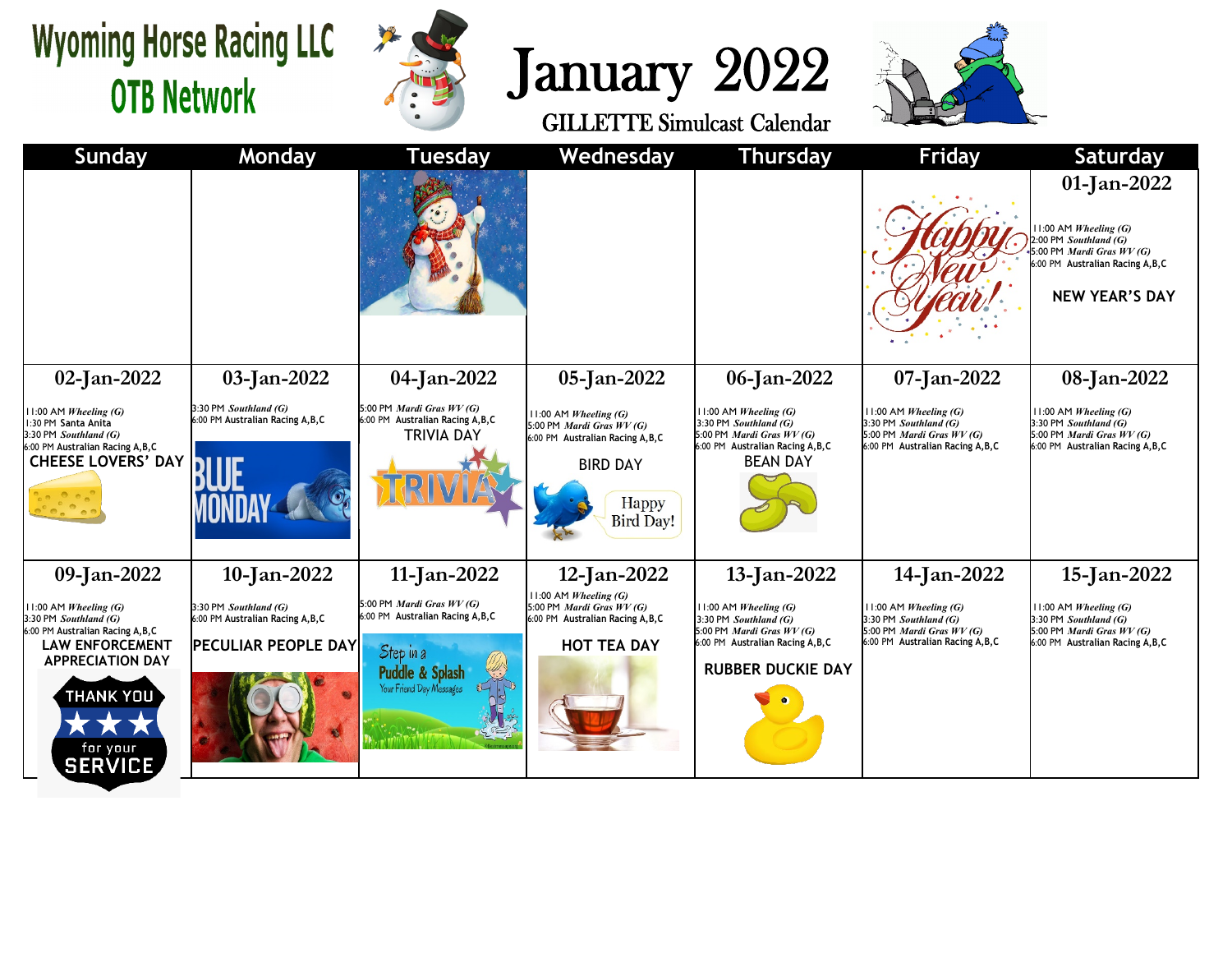# Wyoming Horse Racing LLC OTB Network

# January 2022

## GILLETTE Simulcast Calendar

| Sunday | Monday | Tuesday | Wednesday | Thursday | Friday | Saturday |
|---|---|---|---|---|---|---|
| | | | | | | **01-Jan-2022**<br>11:00 AM *Wheeling (G)*<br>2:00 PM *Southland (G)*<br>5:00 PM *Mardi Gras WV (G)*<br>6:00 PM Australian Racing A,B,C<br>**NEW YEAR'S DAY** |
| **02-Jan-2022**<br>11:00 AM *Wheeling (G)*<br>1:30 PM Santa Anita<br>3:30 PM *Southland (G)*<br>6:00 PM Australian Racing A,B,C<br>**CHEESE LOVERS' DAY** | **03-Jan-2022**<br>3:30 PM *Southland (G)*<br>6:00 PM Australian Racing A,B,C | **04-Jan-2022**<br>5:00 PM *Mardi Gras WV (G)*<br>6:00 PM Australian Racing A,B,C<br>TRIVIA DAY | **05-Jan-2022**<br>11:00 AM *Wheeling (G)*<br>5:00 PM *Mardi Gras WV (G)*<br>6:00 PM Australian Racing A,B,C<br>BIRD DAY | **06-Jan-2022**<br>11:00 AM *Wheeling (G)*<br>3:30 PM *Southland (G)*<br>5:00 PM *Mardi Gras WV (G)*<br>6:00 PM Australian Racing A,B,C<br>BEAN DAY | **07-Jan-2022**<br>11:00 AM *Wheeling (G)*<br>3:30 PM *Southland (G)*<br>5:00 PM *Mardi Gras WV (G)*<br>6:00 PM Australian Racing A,B,C | **08-Jan-2022**<br>11:00 AM *Wheeling (G)*<br>3:30 PM *Southland (G)*<br>5:00 PM *Mardi Gras WV (G)*<br>6:00 PM Australian Racing A,B,C |
| **09-Jan-2022**<br>11:00 AM *Wheeling (G)*<br>3:30 PM *Southland (G)*<br>6:00 PM Australian Racing A,B,C<br>**LAW ENFORCEMENT APPRECIATION DAY** | **10-Jan-2022**<br>3:30 PM *Southland (G)*<br>6:00 PM Australian Racing A,B,C<br>**PECULIAR PEOPLE DAY** | **11-Jan-2022**<br>5:00 PM *Mardi Gras WV (G)*<br>6:00 PM Australian Racing A,B,C | **12-Jan-2022**<br>11:00 AM *Wheeling (G)*<br>5:00 PM *Mardi Gras WV (G)*<br>6:00 PM Australian Racing A,B,C<br>**HOT TEA DAY** | **13-Jan-2022**<br>11:00 AM *Wheeling (G)*<br>3:30 PM *Southland (G)*<br>5:00 PM *Mardi Gras WV (G)*<br>6:00 PM Australian Racing A,B,C<br>**RUBBER DUCKIE DAY** | **14-Jan-2022**<br>11:00 AM *Wheeling (G)*<br>3:30 PM *Southland (G)*<br>5:00 PM *Mardi Gras WV (G)*<br>6:00 PM Australian Racing A,B,C | **15-Jan-2022**<br>11:00 AM *Wheeling (G)*<br>3:30 PM *Southland (G)*<br>5:00 PM *Mardi Gras WV (G)*<br>6:00 PM Australian Racing A,B,C |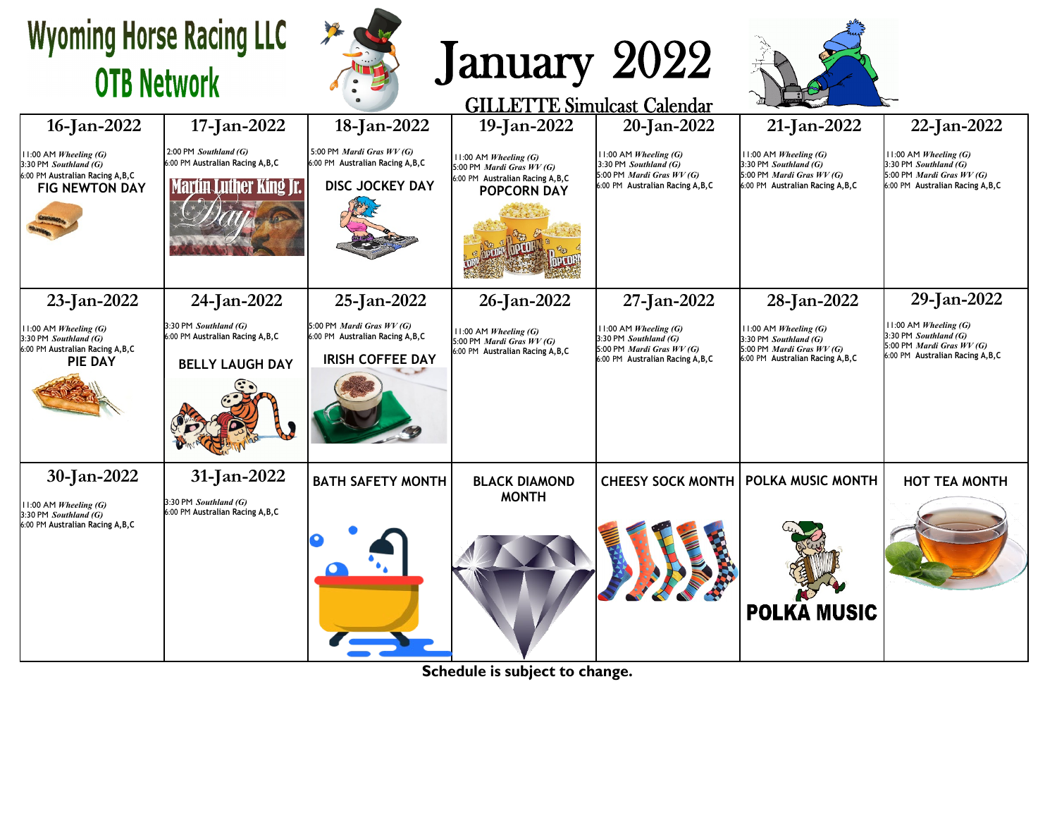# Wyoming Horse Racing LLC
## OTB Network

# January 2022
## GILLETTE Simulcast Calendar

| 16-Jan-2022 | 17-Jan-2022 | 18-Jan-2022 | 19-Jan-2022 | 20-Jan-2022 | 21-Jan-2022 | 22-Jan-2022 |
|---|---|---|---|---|---|---|
| 11:00 AM *Wheeling (G)*<br>3:30 PM *Southland (G)*<br>6:00 PM Australian Racing A,B,C<br>**FIG NEWTON DAY** | 2:00 PM *Southland (G)*<br>6:00 PM Australian Racing A,B,C<br>Martin Luther King Jr. Day | 5:00 PM *Mardi Gras WV (G)*<br>6:00 PM Australian Racing A,B,C<br>**DISC JOCKEY DAY** | 11:00 AM *Wheeling (G)*<br>5:00 PM *Mardi Gras WV (G)*<br>6:00 PM Australian Racing A,B,C<br>**POPCORN DAY** | 11:00 AM *Wheeling (G)*<br>3:30 PM *Southland (G)*<br>5:00 PM *Mardi Gras WV (G)*<br>6:00 PM Australian Racing A,B,C | 11:00 AM *Wheeling (G)*<br>3:30 PM *Southland (G)*<br>5:00 PM *Mardi Gras WV (G)*<br>6:00 PM Australian Racing A,B,C | 11:00 AM *Wheeling (G)*<br>3:30 PM *Southland (G)*<br>5:00 PM *Mardi Gras WV (G)*<br>6:00 PM Australian Racing A,B,C |

| 23-Jan-2022 | 24-Jan-2022 | 25-Jan-2022 | 26-Jan-2022 | 27-Jan-2022 | 28-Jan-2022 | 29-Jan-2022 |
|---|---|---|---|---|---|---|
| 11:00 AM *Wheeling (G)*<br>3:30 PM *Southland (G)*<br>6:00 PM Australian Racing A,B,C<br>**PIE DAY** | 3:30 PM *Southland (G)*<br>6:00 PM Australian Racing A,B,C<br>**BELLY LAUGH DAY** | 5:00 PM *Mardi Gras WV (G)*<br>6:00 PM Australian Racing A,B,C<br>**IRISH COFFEE DAY** | 11:00 AM *Wheeling (G)*<br>5:00 PM *Mardi Gras WV (G)*<br>6:00 PM Australian Racing A,B,C | 11:00 AM *Wheeling (G)*<br>3:30 PM *Southland (G)*<br>5:00 PM *Mardi Gras WV (G)*<br>6:00 PM Australian Racing A,B,C | 11:00 AM *Wheeling (G)*<br>3:30 PM *Southland (G)*<br>5:00 PM *Mardi Gras WV (G)*<br>6:00 PM Australian Racing A,B,C | 11:00 AM *Wheeling (G)*<br>3:30 PM *Southland (G)*<br>5:00 PM *Mardi Gras WV (G)*<br>6:00 PM Australian Racing A,B,C |

| 30-Jan-2022 | 31-Jan-2022 | | | | | |
|---|---|---|---|---|---|---|
| 11:00 AM *Wheeling (G)*<br>3:30 PM *Southland (G)*<br>6:00 PM Australian Racing A,B,C | 3:30 PM *Southland (G)*<br>6:00 PM Australian Racing A,B,C | **BATH SAFETY MONTH** | **BLACK DIAMOND MONTH** | **CHEESY SOCK MONTH** | **POLKA MUSIC MONTH**<br>POLKA MUSIC | **HOT TEA MONTH** |

**Schedule is subject to change.**